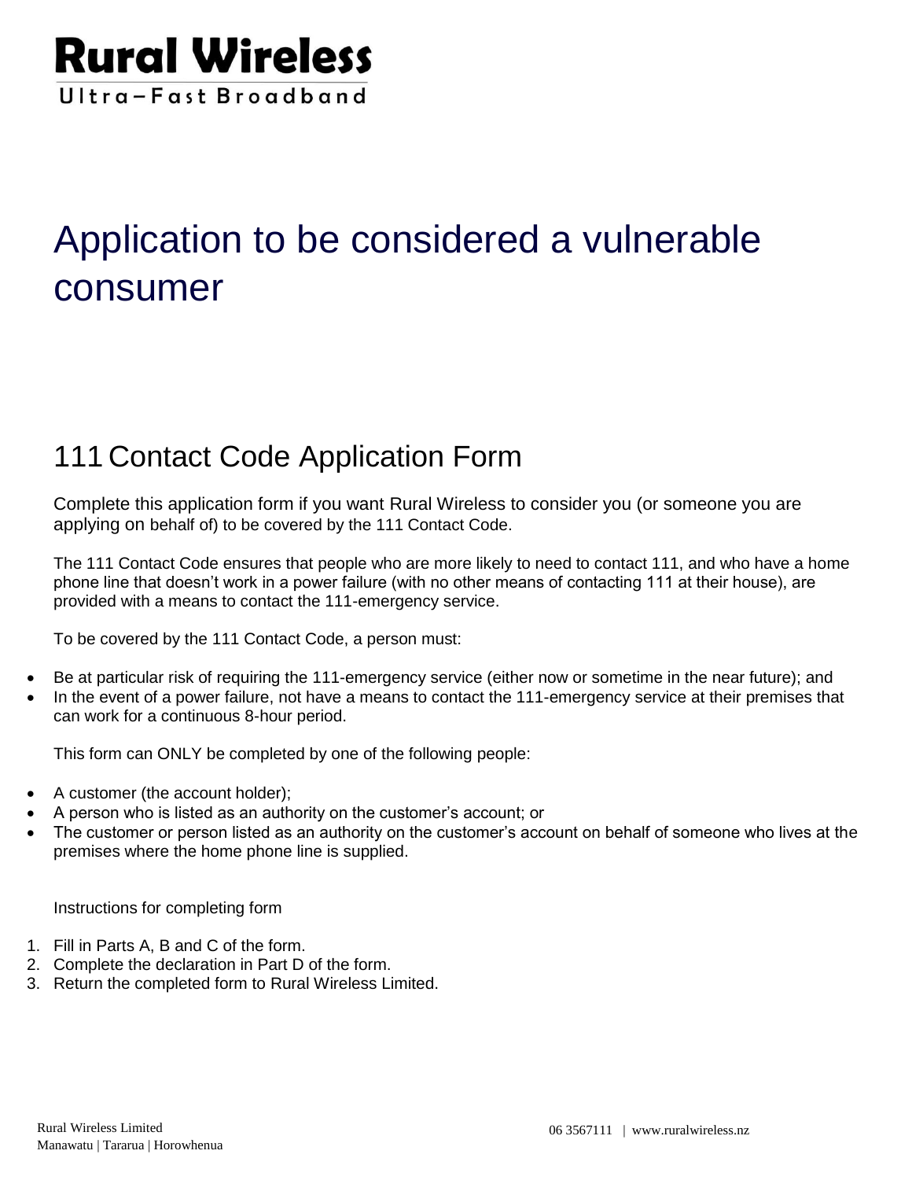# Rural Wireless

Ultra–Fast Broadband

# Application to be considered a vulnerable consumer

## 111 Contact Code Application Form

Complete this application form if you want Rural Wireless to consider you (or someone you are applying on behalf of) to be covered by the 111 Contact Code.

The 111 Contact Code ensures that people who are more likely to need to contact 111, and who have a home phone line that doesn't work in a power failure (with no other means of contacting 111 at their house), are provided with a means to contact the 111-emergency service.

To be covered by the 111 Contact Code, a person must:

- Be at particular risk of requiring the 111-emergency service (either now or sometime in the near future); and
- In the event of a power failure, not have a means to contact the 111-emergency service at their premises that can work for a continuous 8-hour period.

This form can ONLY be completed by one of the following people:

- A customer (the account holder);
- A person who is listed as an authority on the customer's account; or
- The customer or person listed as an authority on the customer's account on behalf of someone who lives at the premises where the home phone line is supplied.

Instructions for completing form

1. Fill in Parts A, B and C of the form.
2. Complete the declaration in Part D of the form.
3. Return the completed form to Rural Wireless Limited.

Rural Wireless Limited
Manawatu | Tararua | Horowhenua

06 3567111 | www.ruralwireless.nz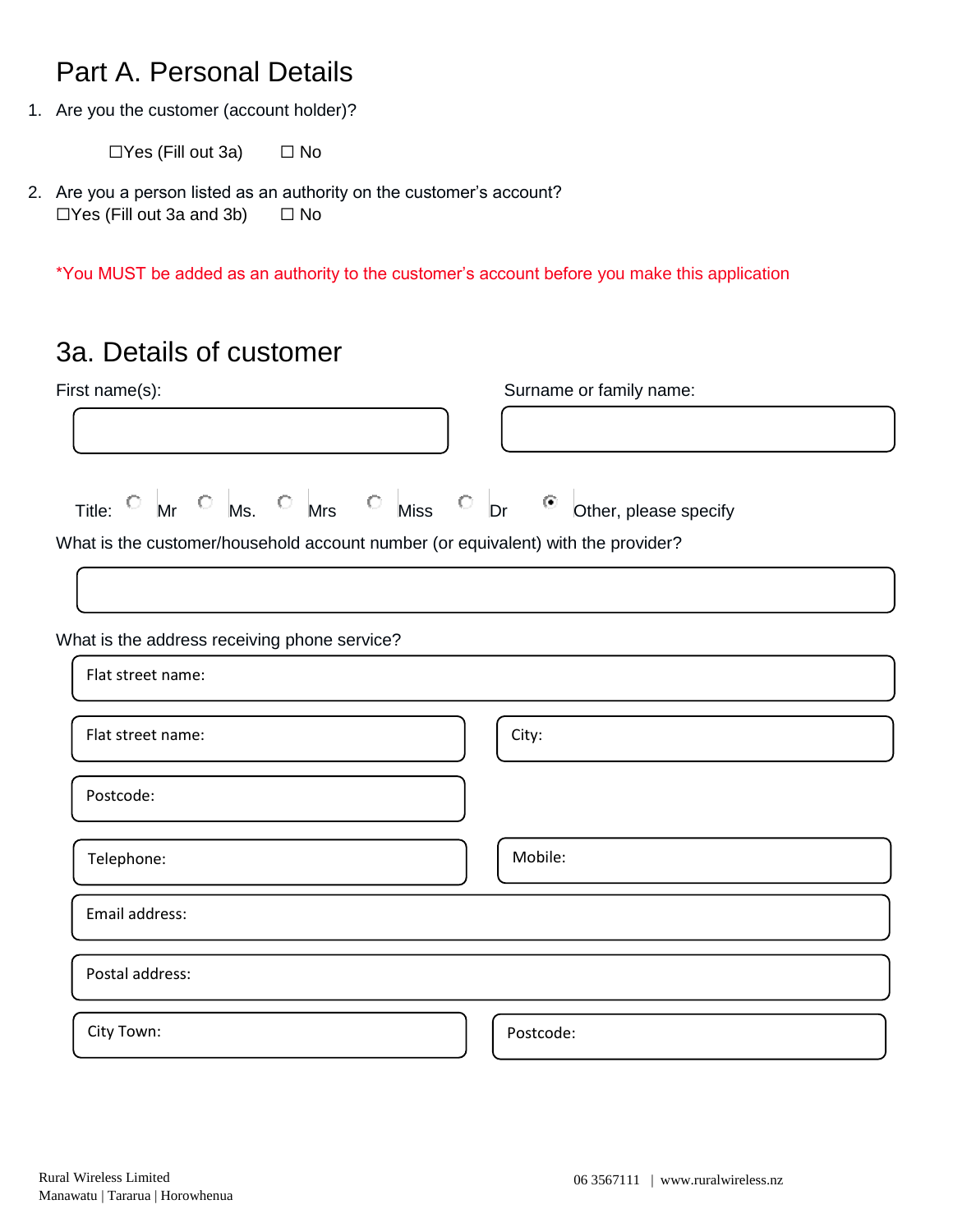# Part A. Personal Details

1. Are you the customer (account holder)?

   ☐Yes (Fill out 3a) ☐ No

2. Are you a person listed as an authority on the customer's account?
   ☐Yes (Fill out 3a and 3b) ☐ No

*You MUST be added as an authority to the customer's account before you make this application

## 3a. Details of customer

First name(s):

Surname or family name:

Title: ○ Mr ○ Ms. ○ Mrs ○ Miss ○ Dr ◉ Other, please specify

What is the customer/household account number (or equivalent) with the provider?

What is the address receiving phone service?

Flat street name:

Flat street name:

City:

Postcode:

Telephone:

Mobile:

Email address:

Postal address:

City Town:

Postcode:

Rural Wireless Limited
Manawatu | Tararua | Horowhenua

06 3567111 | www.ruralwireless.nz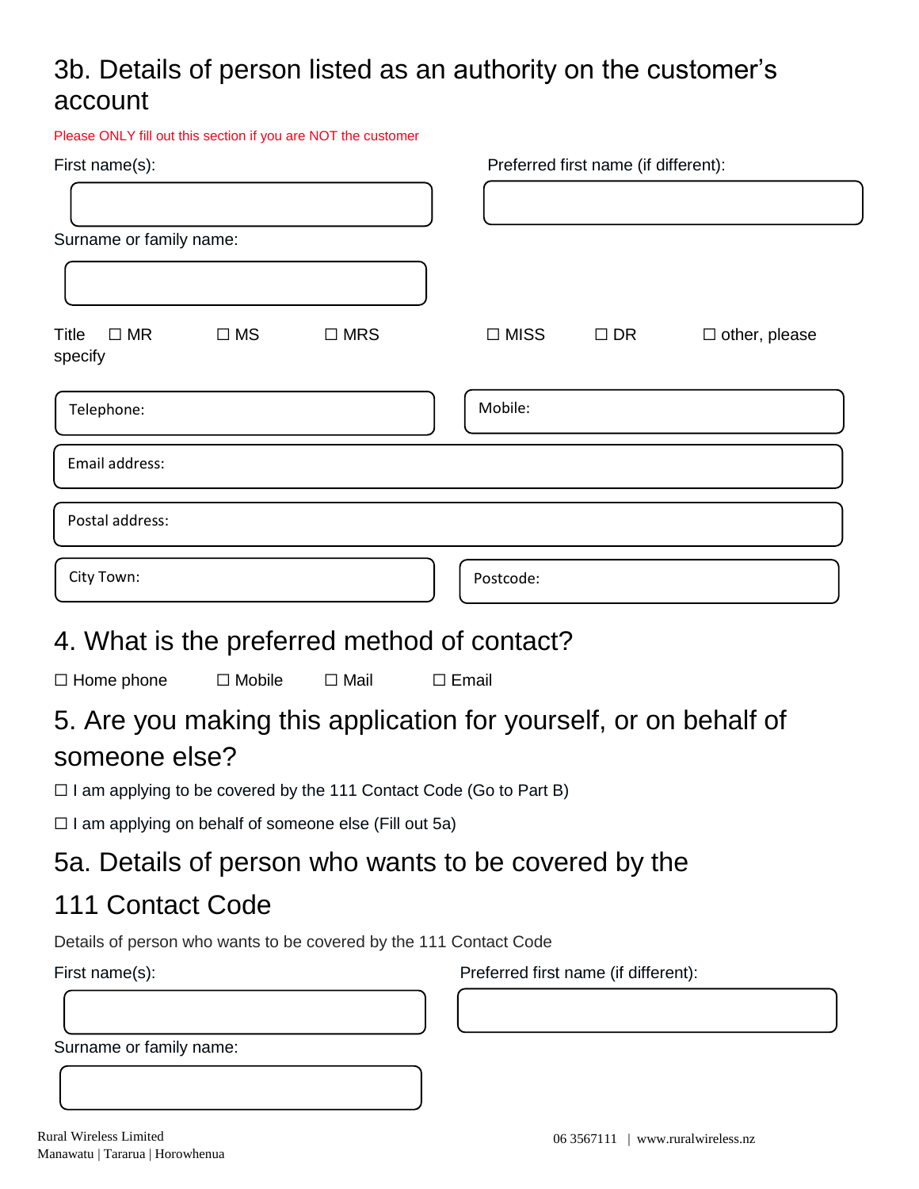## 3b. Details of person listed as an authority on the customer's account

Please ONLY fill out this section if you are NOT the customer

First name(s):

Preferred first name (if different):

Surname or family name:

Title ☐ MR ☐ MS ☐ MRS ☐ MISS ☐ DR ☐ other, please specify

Telephone:

Mobile:

Email address:

Postal address:

City Town:

Postcode:

## 4. What is the preferred method of contact?

☐ Home phone ☐ Mobile ☐ Mail ☐ Email

## 5. Are you making this application for yourself, or on behalf of someone else?

☐ I am applying to be covered by the 111 Contact Code (Go to Part B)

☐ I am applying on behalf of someone else (Fill out 5a)

## 5a. Details of person who wants to be covered by the 111 Contact Code

Details of person who wants to be covered by the 111 Contact Code

First name(s):

Preferred first name (if different):

Surname or family name: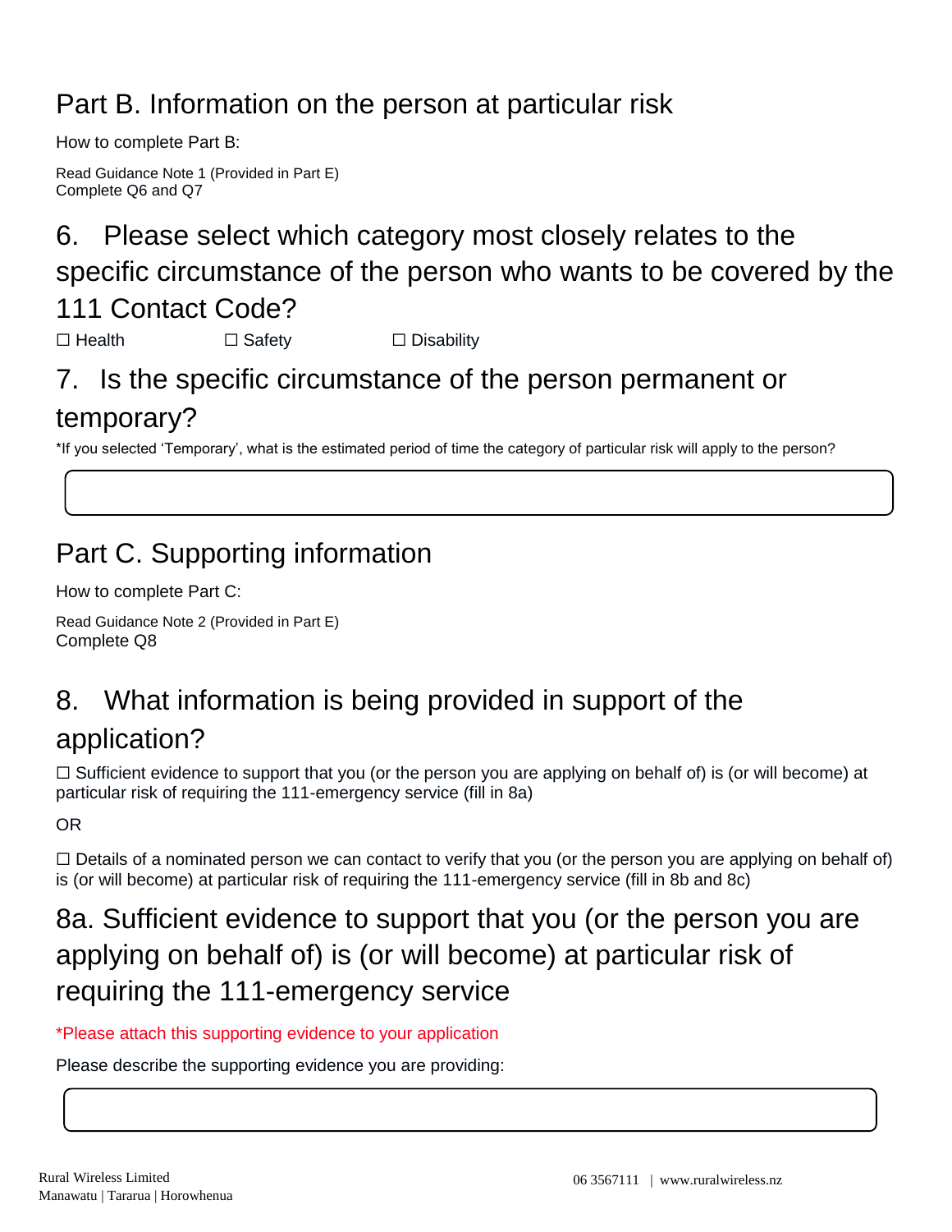## Part B. Information on the person at particular risk

How to complete Part B:

Read Guidance Note 1 (Provided in Part E)
Complete Q6 and Q7

### 6. Please select which category most closely relates to the specific circumstance of the person who wants to be covered by the 111 Contact Code?

☐ Health ☐ Safety ☐ Disability

### 7. Is the specific circumstance of the person permanent or temporary?

*If you selected 'Temporary', what is the estimated period of time the category of particular risk will apply to the person?

## Part C. Supporting information

How to complete Part C:

Read Guidance Note 2 (Provided in Part E)
Complete Q8

### 8. What information is being provided in support of the application?

☐ Sufficient evidence to support that you (or the person you are applying on behalf of) is (or will become) at particular risk of requiring the 111-emergency service (fill in 8a)

OR

☐ Details of a nominated person we can contact to verify that you (or the person you are applying on behalf of) is (or will become) at particular risk of requiring the 111-emergency service (fill in 8b and 8c)

### 8a. Sufficient evidence to support that you (or the person you are applying on behalf of) is (or will become) at particular risk of requiring the 111-emergency service

*Please attach this supporting evidence to your application

Please describe the supporting evidence you are providing: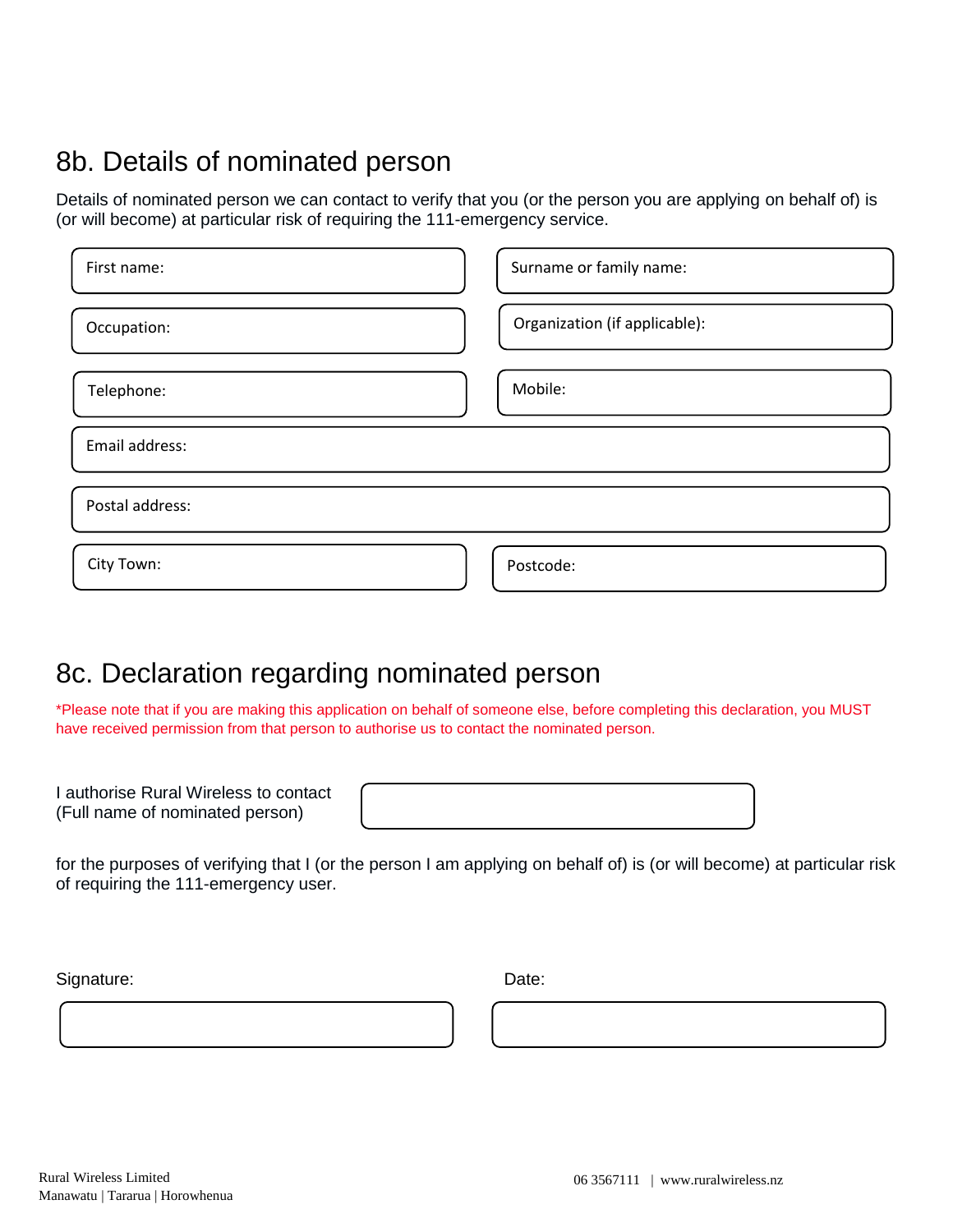## 8b. Details of nominated person

Details of nominated person we can contact to verify that you (or the person you are applying on behalf of) is (or will become) at particular risk of requiring the 111-emergency service.

| | |
|---|---|
| First name: | Surname or family name: |
| Occupation: | Organization (if applicable): |
| Telephone: | Mobile: |
| Email address: | |
| Postal address: | |
| City Town: | Postcode: |

## 8c. Declaration regarding nominated person

*Please note that if you are making this application on behalf of someone else, before completing this declaration, you MUST have received permission from that person to authorise us to contact the nominated person.

I authorise Rural Wireless to contact (Full name of nominated person) ____________________

for the purposes of verifying that I (or the person I am applying on behalf of) is (or will become) at particular risk of requiring the 111-emergency user.

Signature: ____________________ Date: ____________________

Rural Wireless Limited
Manawatu | Tararua | Horowhenua

06 3567111 | www.ruralwireless.nz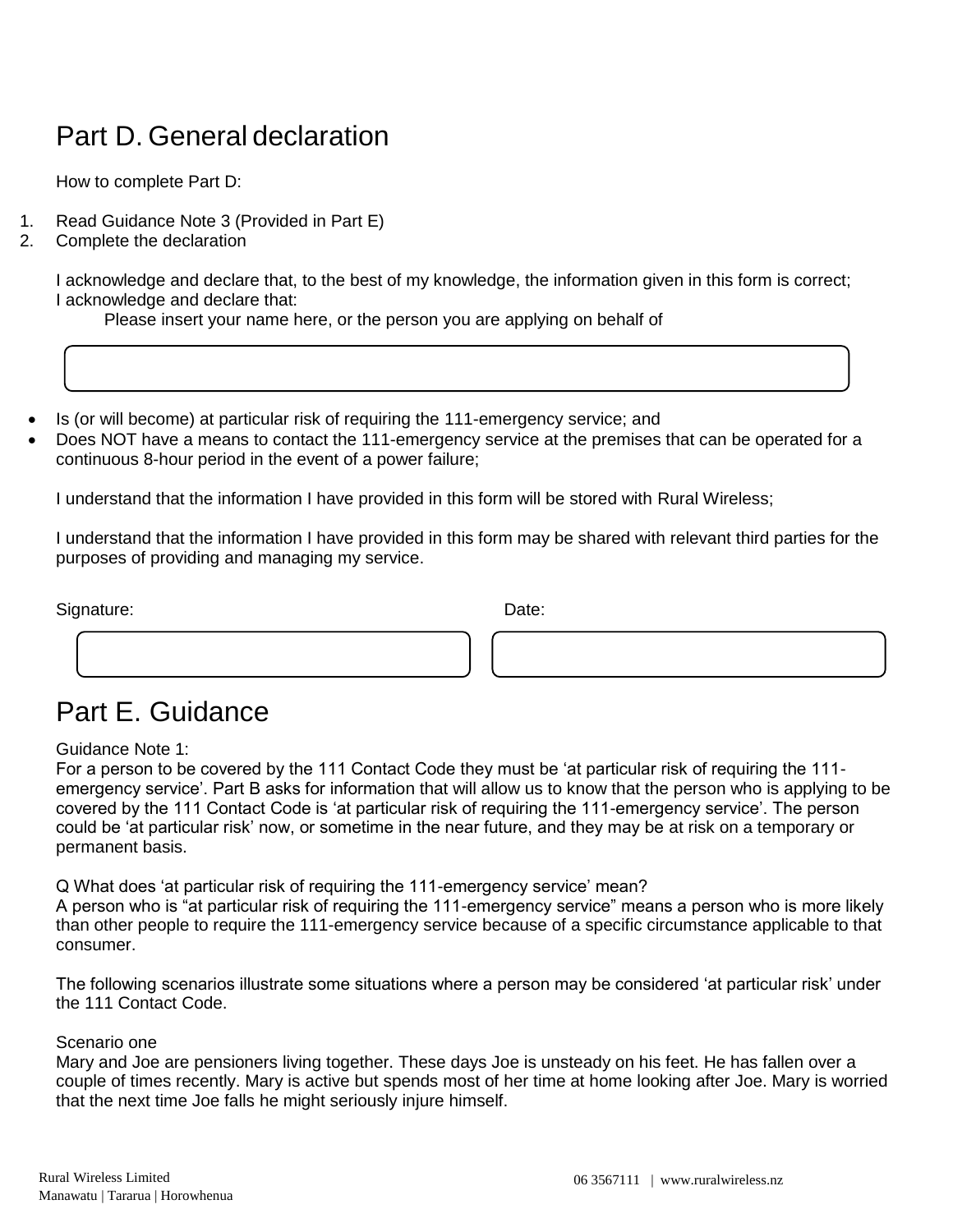## Part D. General declaration

How to complete Part D:

1. Read Guidance Note 3 (Provided in Part E)
2. Complete the declaration

I acknowledge and declare that, to the best of my knowledge, the information given in this form is correct;
I acknowledge and declare that:

Please insert your name here, or the person you are applying on behalf of

- Is (or will become) at particular risk of requiring the 111-emergency service; and
- Does NOT have a means to contact the 111-emergency service at the premises that can be operated for a continuous 8-hour period in the event of a power failure;

I understand that the information I have provided in this form will be stored with Rural Wireless;

I understand that the information I have provided in this form may be shared with relevant third parties for the purposes of providing and managing my service.

Signature:

Date:

## Part E. Guidance

Guidance Note 1:
For a person to be covered by the 111 Contact Code they must be 'at particular risk of requiring the 111-emergency service'. Part B asks for information that will allow us to know that the person who is applying to be covered by the 111 Contact Code is 'at particular risk of requiring the 111-emergency service'. The person could be 'at particular risk' now, or sometime in the near future, and they may be at risk on a temporary or permanent basis.

Q What does 'at particular risk of requiring the 111-emergency service' mean?
A person who is "at particular risk of requiring the 111-emergency service" means a person who is more likely than other people to require the 111-emergency service because of a specific circumstance applicable to that consumer.

The following scenarios illustrate some situations where a person may be considered 'at particular risk' under the 111 Contact Code.

Scenario one
Mary and Joe are pensioners living together. These days Joe is unsteady on his feet. He has fallen over a couple of times recently. Mary is active but spends most of her time at home looking after Joe. Mary is worried that the next time Joe falls he might seriously injure himself.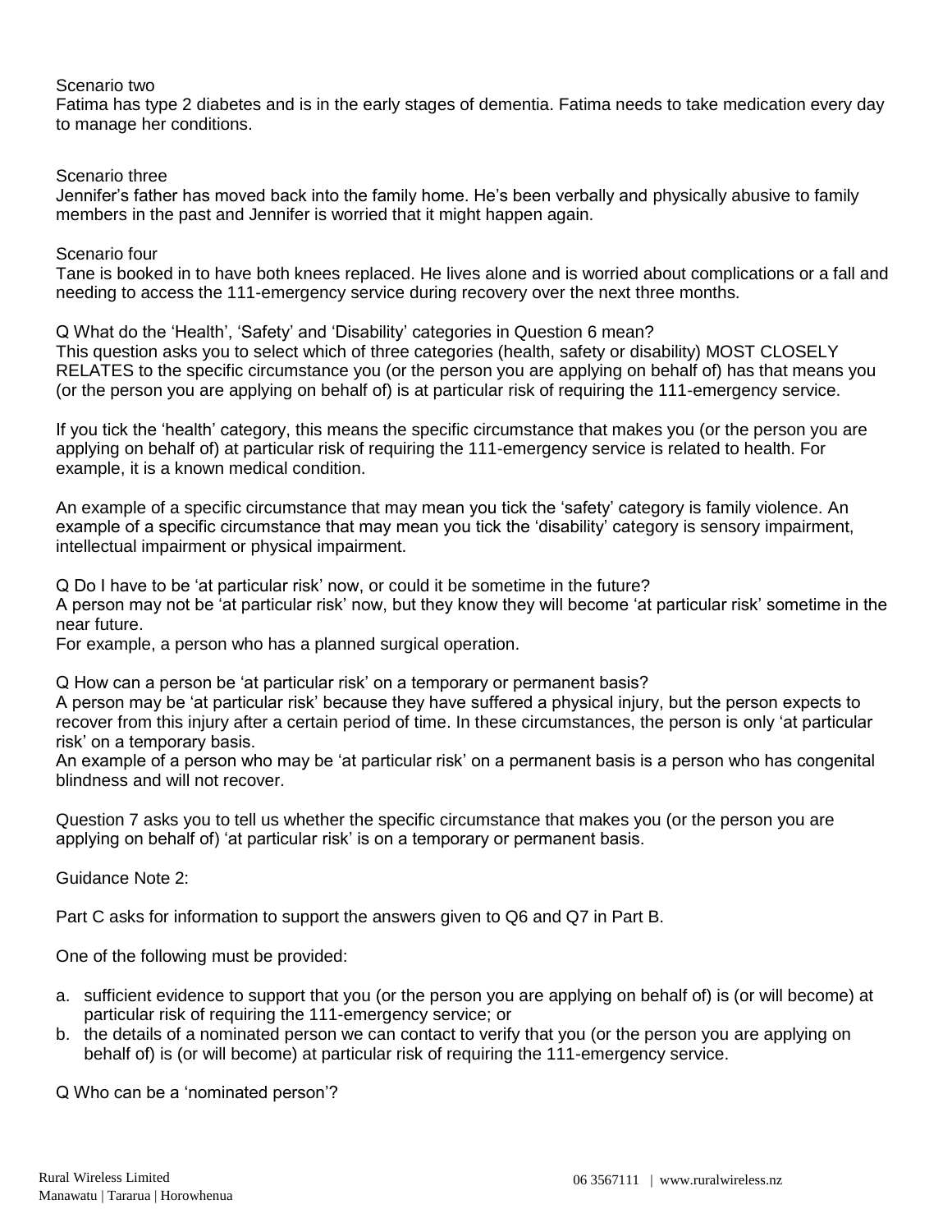Scenario two

Fatima has type 2 diabetes and is in the early stages of dementia. Fatima needs to take medication every day to manage her conditions.

Scenario three

Jennifer's father has moved back into the family home. He's been verbally and physically abusive to family members in the past and Jennifer is worried that it might happen again.

Scenario four

Tane is booked in to have both knees replaced. He lives alone and is worried about complications or a fall and needing to access the 111-emergency service during recovery over the next three months.

Q What do the 'Health', 'Safety' and 'Disability' categories in Question 6 mean?

This question asks you to select which of three categories (health, safety or disability) MOST CLOSELY RELATES to the specific circumstance you (or the person you are applying on behalf of) has that means you (or the person you are applying on behalf of) is at particular risk of requiring the 111-emergency service.

If you tick the 'health' category, this means the specific circumstance that makes you (or the person you are applying on behalf of) at particular risk of requiring the 111-emergency service is related to health. For example, it is a known medical condition.

An example of a specific circumstance that may mean you tick the 'safety' category is family violence. An example of a specific circumstance that may mean you tick the 'disability' category is sensory impairment, intellectual impairment or physical impairment.

Q Do I have to be 'at particular risk' now, or could it be sometime in the future?

A person may not be 'at particular risk' now, but they know they will become 'at particular risk' sometime in the near future.

For example, a person who has a planned surgical operation.

Q How can a person be 'at particular risk' on a temporary or permanent basis?

A person may be 'at particular risk' because they have suffered a physical injury, but the person expects to recover from this injury after a certain period of time. In these circumstances, the person is only 'at particular risk' on a temporary basis.

An example of a person who may be 'at particular risk' on a permanent basis is a person who has congenital blindness and will not recover.

Question 7 asks you to tell us whether the specific circumstance that makes you (or the person you are applying on behalf of) 'at particular risk' is on a temporary or permanent basis.

Guidance Note 2:

Part C asks for information to support the answers given to Q6 and Q7 in Part B.

One of the following must be provided:

a. sufficient evidence to support that you (or the person you are applying on behalf of) is (or will become) at particular risk of requiring the 111-emergency service; or
b. the details of a nominated person we can contact to verify that you (or the person you are applying on behalf of) is (or will become) at particular risk of requiring the 111-emergency service.

Q Who can be a 'nominated person'?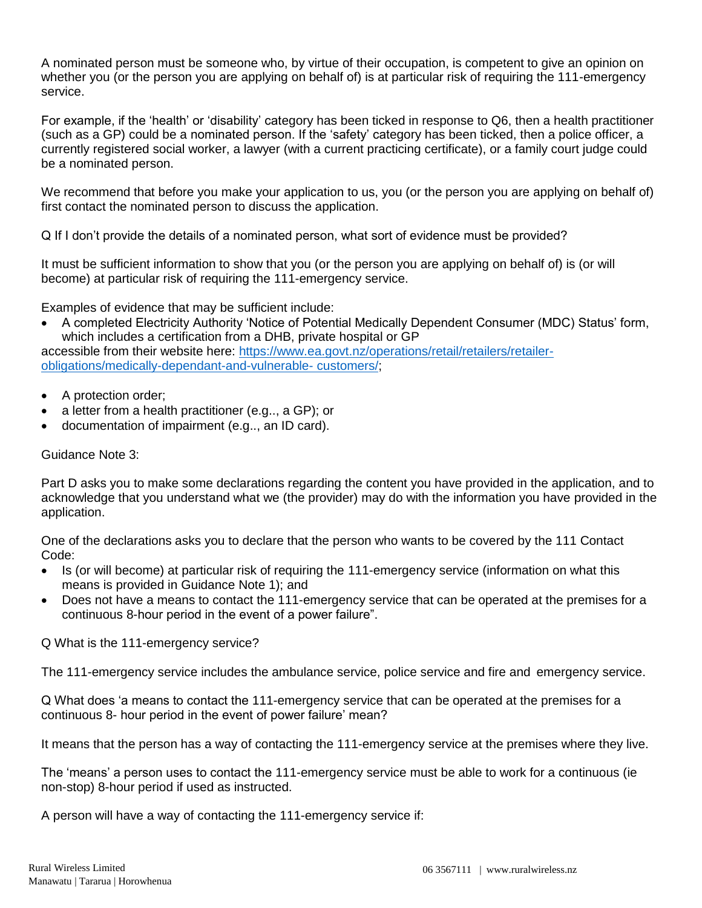A nominated person must be someone who, by virtue of their occupation, is competent to give an opinion on whether you (or the person you are applying on behalf of) is at particular risk of requiring the 111-emergency service.

For example, if the 'health' or 'disability' category has been ticked in response to Q6, then a health practitioner (such as a GP) could be a nominated person. If the 'safety' category has been ticked, then a police officer, a currently registered social worker, a lawyer (with a current practicing certificate), or a family court judge could be a nominated person.

We recommend that before you make your application to us, you (or the person you are applying on behalf of) first contact the nominated person to discuss the application.

Q If I don't provide the details of a nominated person, what sort of evidence must be provided?

It must be sufficient information to show that you (or the person you are applying on behalf of) is (or will become) at particular risk of requiring the 111-emergency service.

Examples of evidence that may be sufficient include:

- A completed Electricity Authority 'Notice of Potential Medically Dependent Consumer (MDC) Status' form, which includes a certification from a DHB, private hospital or GP

accessible from their website here: [https://www.ea.govt.nz/operations/retail/retailers/retailer-obligations/medically-dependant-and-vulnerable- customers/](https://www.ea.govt.nz/operations/retail/retailers/retailer-obligations/medically-dependant-and-vulnerable-customers/);

- A protection order;
- a letter from a health practitioner (e.g.., a GP); or
- documentation of impairment (e.g.., an ID card).

Guidance Note 3:

Part D asks you to make some declarations regarding the content you have provided in the application, and to acknowledge that you understand what we (the provider) may do with the information you have provided in the application.

One of the declarations asks you to declare that the person who wants to be covered by the 111 Contact Code:

- Is (or will become) at particular risk of requiring the 111-emergency service (information on what this means is provided in Guidance Note 1); and
- Does not have a means to contact the 111-emergency service that can be operated at the premises for a continuous 8-hour period in the event of a power failure".

Q What is the 111-emergency service?

The 111-emergency service includes the ambulance service, police service and fire and emergency service.

Q What does 'a means to contact the 111-emergency service that can be operated at the premises for a continuous 8- hour period in the event of power failure' mean?

It means that the person has a way of contacting the 111-emergency service at the premises where they live.

The 'means' a person uses to contact the 111-emergency service must be able to work for a continuous (ie non-stop) 8-hour period if used as instructed.

A person will have a way of contacting the 111-emergency service if: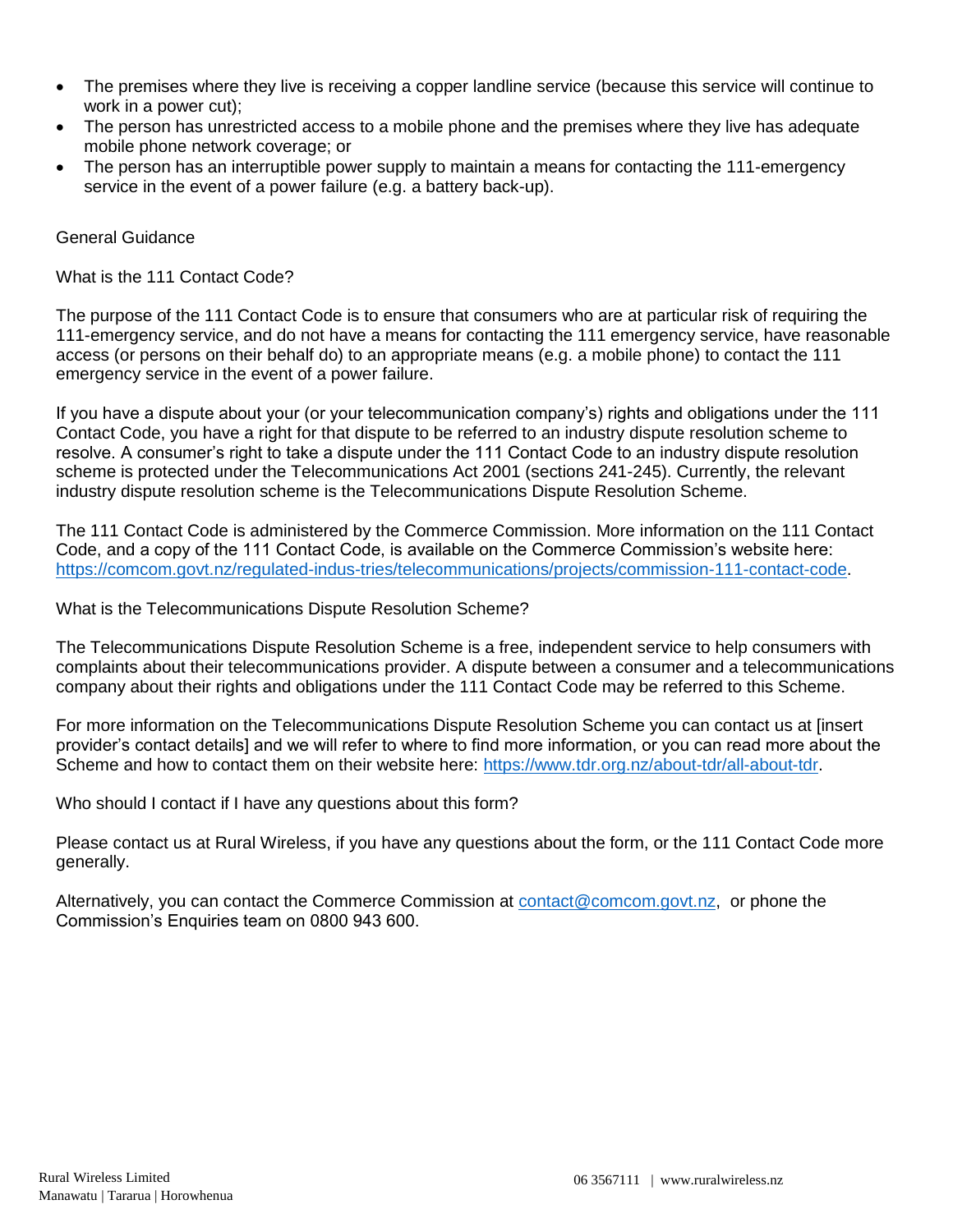- The premises where they live is receiving a copper landline service (because this service will continue to work in a power cut);
- The person has unrestricted access to a mobile phone and the premises where they live has adequate mobile phone network coverage; or
- The person has an interruptible power supply to maintain a means for contacting the 111-emergency service in the event of a power failure (e.g. a battery back-up).

## General Guidance

### What is the 111 Contact Code?

The purpose of the 111 Contact Code is to ensure that consumers who are at particular risk of requiring the 111-emergency service, and do not have a means for contacting the 111 emergency service, have reasonable access (or persons on their behalf do) to an appropriate means (e.g. a mobile phone) to contact the 111 emergency service in the event of a power failure.

If you have a dispute about your (or your telecommunication company's) rights and obligations under the 111 Contact Code, you have a right for that dispute to be referred to an industry dispute resolution scheme to resolve. A consumer's right to take a dispute under the 111 Contact Code to an industry dispute resolution scheme is protected under the Telecommunications Act 2001 (sections 241-245). Currently, the relevant industry dispute resolution scheme is the Telecommunications Dispute Resolution Scheme.

The 111 Contact Code is administered by the Commerce Commission. More information on the 111 Contact Code, and a copy of the 111 Contact Code, is available on the Commerce Commission's website here: https://comcom.govt.nz/regulated-indus-tries/telecommunications/projects/commission-111-contact-code.

### What is the Telecommunications Dispute Resolution Scheme?

The Telecommunications Dispute Resolution Scheme is a free, independent service to help consumers with complaints about their telecommunications provider. A dispute between a consumer and a telecommunications company about their rights and obligations under the 111 Contact Code may be referred to this Scheme.

For more information on the Telecommunications Dispute Resolution Scheme you can contact us at [insert provider's contact details] and we will refer to where to find more information, or you can read more about the Scheme and how to contact them on their website here: https://www.tdr.org.nz/about-tdr/all-about-tdr.

### Who should I contact if I have any questions about this form?

Please contact us at Rural Wireless, if you have any questions about the form, or the 111 Contact Code more generally.

Alternatively, you can contact the Commerce Commission at contact@comcom.govt.nz, or phone the Commission's Enquiries team on 0800 943 600.